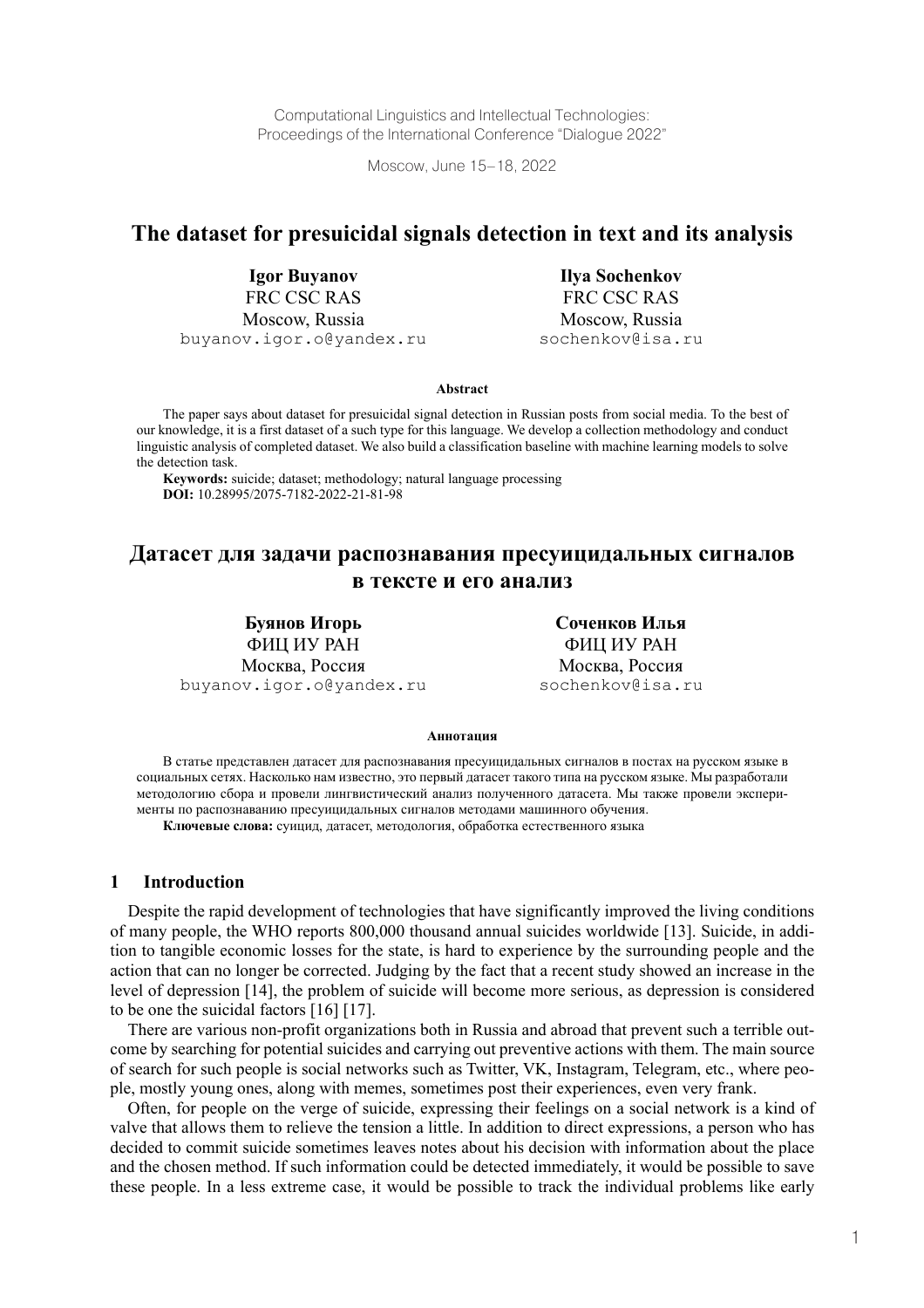Computational Linguistics and Intellectual Technologies:
Proceedings of the International Conference "Dialogue 2022"

Moscow, June 15–18, 2022

# The dataset for presuicidal signals detection in text and its analysis

**Igor Buyanov**
FRC CSC RAS
Moscow, Russia
buyanov.igor.o@yandex.ru

**Ilya Sochenkov**
FRC CSC RAS
Moscow, Russia
sochenkov@isa.ru

**Abstract**

The paper says about dataset for presuicidal signal detection in Russian posts from social media. To the best of our knowledge, it is a first dataset of a such type for this language. We develop a collection methodology and conduct linguistic analysis of completed dataset. We also build a classification baseline with machine learning models to solve the detection task.

**Keywords:** suicide; dataset; methodology; natural language processing
**DOI:** 10.28995/2075-7182-2022-21-81-98

# Датасет для задачи распознавания пресуицидальных сигналов в тексте и его анализ

**Буянов Игорь**
ФИЦ ИУ РАН
Москва, Россия
buyanov.igor.o@yandex.ru

**Соченков Илья**
ФИЦ ИУ РАН
Москва, Россия
sochenkov@isa.ru

**Аннотация**

В статье представлен датасет для распознавания пресуицидальных сигналов в постах на русском языке в социальных сетях. Насколько нам известно, это первый датасет такого типа на русском языке. Мы разработали методологию сбора и провели лингвистический анализ полученного датасета. Мы также провели эксперименты по распознаванию пресуицидальных сигналов методами машинного обучения.

**Ключевые слова:** суицид, датасет, методология, обработка естественного языка

## 1 Introduction

Despite the rapid development of technologies that have significantly improved the living conditions of many people, the WHO reports 800,000 thousand annual suicides worldwide [13]. Suicide, in addition to tangible economic losses for the state, is hard to experience by the surrounding people and the action that can no longer be corrected. Judging by the fact that a recent study showed an increase in the level of depression [14], the problem of suicide will become more serious, as depression is considered to be one the suicidal factors [16] [17].

There are various non-profit organizations both in Russia and abroad that prevent such a terrible outcome by searching for potential suicides and carrying out preventive actions with them. The main source of search for such people is social networks such as Twitter, VK, Instagram, Telegram, etc., where people, mostly young ones, along with memes, sometimes post their experiences, even very frank.

Often, for people on the verge of suicide, expressing their feelings on a social network is a kind of valve that allows them to relieve the tension a little. In addition to direct expressions, a person who has decided to commit suicide sometimes leaves notes about his decision with information about the place and the chosen method. If such information could be detected immediately, it would be possible to save these people. In a less extreme case, it would be possible to track the individual problems like early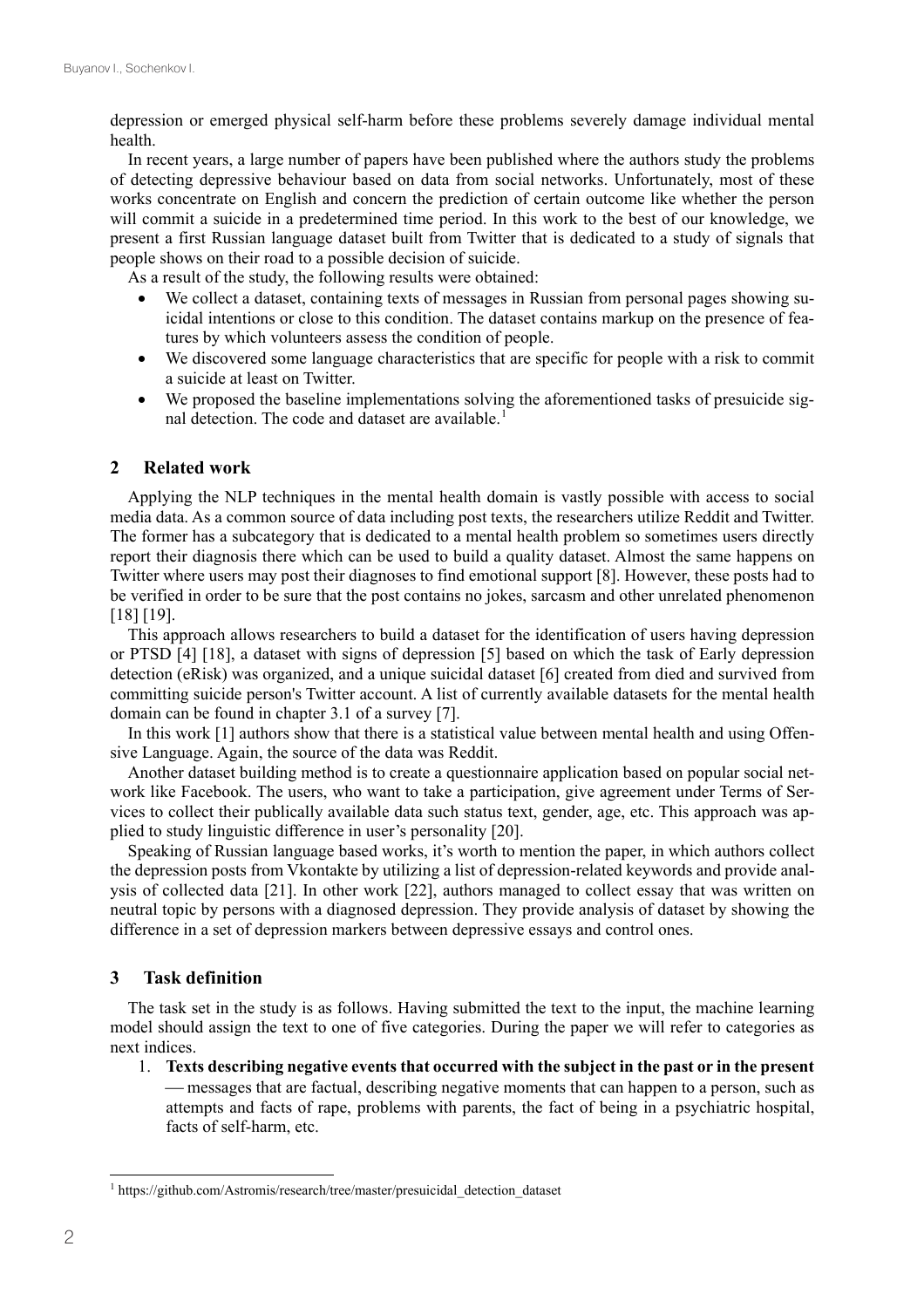depression or emerged physical self-harm before these problems severely damage individual mental health.

In recent years, a large number of papers have been published where the authors study the problems of detecting depressive behaviour based on data from social networks. Unfortunately, most of these works concentrate on English and concern the prediction of certain outcome like whether the person will commit a suicide in a predetermined time period. In this work to the best of our knowledge, we present a first Russian language dataset built from Twitter that is dedicated to a study of signals that people shows on their road to a possible decision of suicide.

As a result of the study, the following results were obtained:

- We collect a dataset, containing texts of messages in Russian from personal pages showing suicidal intentions or close to this condition. The dataset contains markup on the presence of features by which volunteers assess the condition of people.
- We discovered some language characteristics that are specific for people with a risk to commit a suicide at least on Twitter.
- We proposed the baseline implementations solving the aforementioned tasks of presuicide signal detection. The code and dataset are available.[1]

## 2 Related work

Applying the NLP techniques in the mental health domain is vastly possible with access to social media data. As a common source of data including post texts, the researchers utilize Reddit and Twitter. The former has a subcategory that is dedicated to a mental health problem so sometimes users directly report their diagnosis there which can be used to build a quality dataset. Almost the same happens on Twitter where users may post their diagnoses to find emotional support [8]. However, these posts had to be verified in order to be sure that the post contains no jokes, sarcasm and other unrelated phenomenon [18] [19].

This approach allows researchers to build a dataset for the identification of users having depression or PTSD [4] [18], a dataset with signs of depression [5] based on which the task of Early depression detection (eRisk) was organized, and a unique suicidal dataset [6] created from died and survived from committing suicide person's Twitter account. A list of currently available datasets for the mental health domain can be found in chapter 3.1 of a survey [7].

In this work [1] authors show that there is a statistical value between mental health and using Offensive Language. Again, the source of the data was Reddit.

Another dataset building method is to create a questionnaire application based on popular social network like Facebook. The users, who want to take a participation, give agreement under Terms of Services to collect their publically available data such status text, gender, age, etc. This approach was applied to study linguistic difference in user's personality [20].

Speaking of Russian language based works, it's worth to mention the paper, in which authors collect the depression posts from Vkontakte by utilizing a list of depression-related keywords and provide analysis of collected data [21]. In other work [22], authors managed to collect essay that was written on neutral topic by persons with a diagnosed depression. They provide analysis of dataset by showing the difference in a set of depression markers between depressive essays and control ones.

## 3 Task definition

The task set in the study is as follows. Having submitted the text to the input, the machine learning model should assign the text to one of five categories. During the paper we will refer to categories as next indices.

1. **Texts describing negative events that occurred with the subject in the past or in the present** — messages that are factual, describing negative moments that can happen to a person, such as attempts and facts of rape, problems with parents, the fact of being in a psychiatric hospital, facts of self-harm, etc.

[1] https://github.com/Astromis/research/tree/master/presuicidal_detection_dataset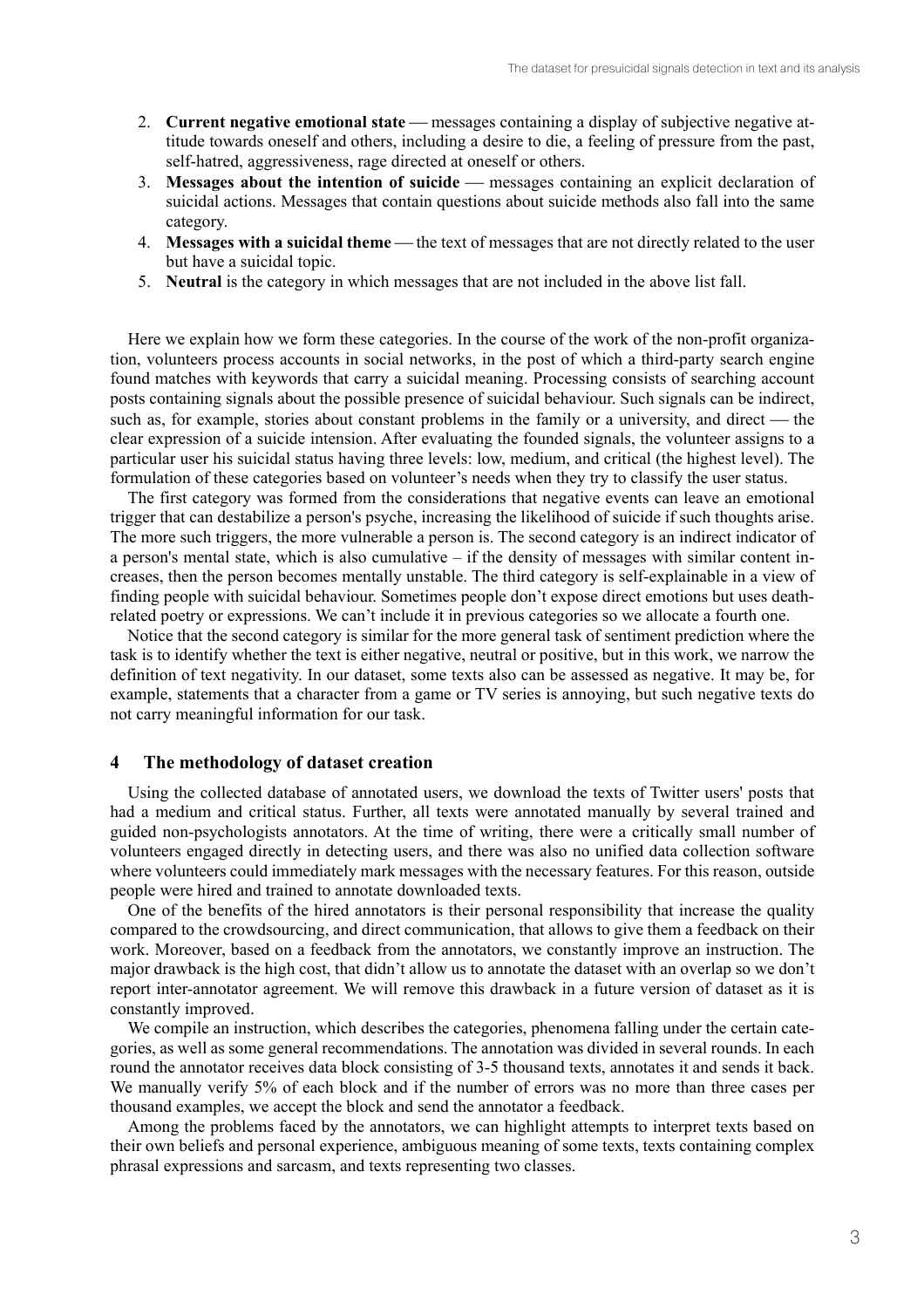2. **Current negative emotional state** — messages containing a display of subjective negative attitude towards oneself and others, including a desire to die, a feeling of pressure from the past, self-hatred, aggressiveness, rage directed at oneself or others.
3. **Messages about the intention of suicide** — messages containing an explicit declaration of suicidal actions. Messages that contain questions about suicide methods also fall into the same category.
4. **Messages with a suicidal theme** — the text of messages that are not directly related to the user but have a suicidal topic.
5. **Neutral** is the category in which messages that are not included in the above list fall.

Here we explain how we form these categories. In the course of the work of the non-profit organization, volunteers process accounts in social networks, in the post of which a third-party search engine found matches with keywords that carry a suicidal meaning. Processing consists of searching account posts containing signals about the possible presence of suicidal behaviour. Such signals can be indirect, such as, for example, stories about constant problems in the family or a university, and direct — the clear expression of a suicide intension. After evaluating the founded signals, the volunteer assigns to a particular user his suicidal status having three levels: low, medium, and critical (the highest level). The formulation of these categories based on volunteer's needs when they try to classify the user status.

The first category was formed from the considerations that negative events can leave an emotional trigger that can destabilize a person's psyche, increasing the likelihood of suicide if such thoughts arise. The more such triggers, the more vulnerable a person is. The second category is an indirect indicator of a person's mental state, which is also cumulative – if the density of messages with similar content increases, then the person becomes mentally unstable. The third category is self-explainable in a view of finding people with suicidal behaviour. Sometimes people don't expose direct emotions but uses death-related poetry or expressions. We can't include it in previous categories so we allocate a fourth one.

Notice that the second category is similar for the more general task of sentiment prediction where the task is to identify whether the text is either negative, neutral or positive, but in this work, we narrow the definition of text negativity. In our dataset, some texts also can be assessed as negative. It may be, for example, statements that a character from a game or TV series is annoying, but such negative texts do not carry meaningful information for our task.

## 4 The methodology of dataset creation

Using the collected database of annotated users, we download the texts of Twitter users' posts that had a medium and critical status. Further, all texts were annotated manually by several trained and guided non-psychologists annotators. At the time of writing, there were a critically small number of volunteers engaged directly in detecting users, and there was also no unified data collection software where volunteers could immediately mark messages with the necessary features. For this reason, outside people were hired and trained to annotate downloaded texts.

One of the benefits of the hired annotators is their personal responsibility that increase the quality compared to the crowdsourcing, and direct communication, that allows to give them a feedback on their work. Moreover, based on a feedback from the annotators, we constantly improve an instruction. The major drawback is the high cost, that didn't allow us to annotate the dataset with an overlap so we don't report inter-annotator agreement. We will remove this drawback in a future version of dataset as it is constantly improved.

We compile an instruction, which describes the categories, phenomena falling under the certain categories, as well as some general recommendations. The annotation was divided in several rounds. In each round the annotator receives data block consisting of 3-5 thousand texts, annotates it and sends it back. We manually verify 5% of each block and if the number of errors was no more than three cases per thousand examples, we accept the block and send the annotator a feedback.

Among the problems faced by the annotators, we can highlight attempts to interpret texts based on their own beliefs and personal experience, ambiguous meaning of some texts, texts containing complex phrasal expressions and sarcasm, and texts representing two classes.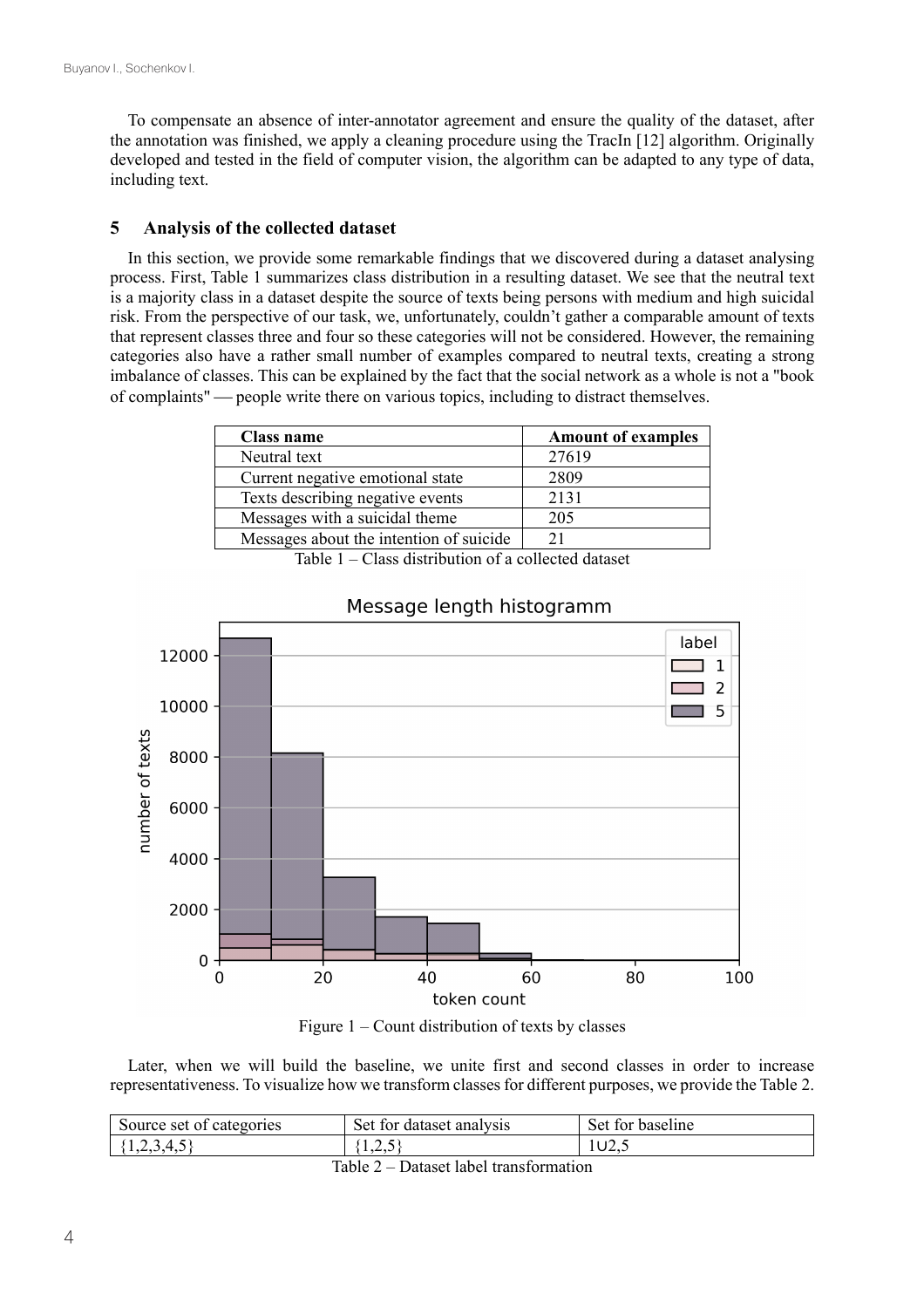To compensate an absence of inter-annotator agreement and ensure the quality of the dataset, after the annotation was finished, we apply a cleaning procedure using the TracIn [12] algorithm. Originally developed and tested in the field of computer vision, the algorithm can be adapted to any type of data, including text.

## 5 Analysis of the collected dataset

In this section, we provide some remarkable findings that we discovered during a dataset analysing process. First, Table 1 summarizes class distribution in a resulting dataset. We see that the neutral text is a majority class in a dataset despite the source of texts being persons with medium and high suicidal risk. From the perspective of our task, we, unfortunately, couldn't gather a comparable amount of texts that represent classes three and four so these categories will not be considered. However, the remaining categories also have a rather small number of examples compared to neutral texts, creating a strong imbalance of classes. This can be explained by the fact that the social network as a whole is not a "book of complaints" — people write there on various topics, including to distract themselves.

| **Class name** | **Amount of examples** |
|---|---|
| Neutral text | 27619 |
| Current negative emotional state | 2809 |
| Texts describing negative events | 2131 |
| Messages with a suicidal theme | 205 |
| Messages about the intention of suicide | 21 |

Table 1 – Class distribution of a collected dataset

Figure 1 – Count distribution of texts by classes

Later, when we will build the baseline, we unite first and second classes in order to increase representativeness. To visualize how we transform classes for different purposes, we provide the Table 2.

| Source set of categories | Set for dataset analysis | Set for baseline |
|---|---|---|
| {1,2,3,4,5} | {1,2,5} | 1∪2,5 |

Table 2 – Dataset label transformation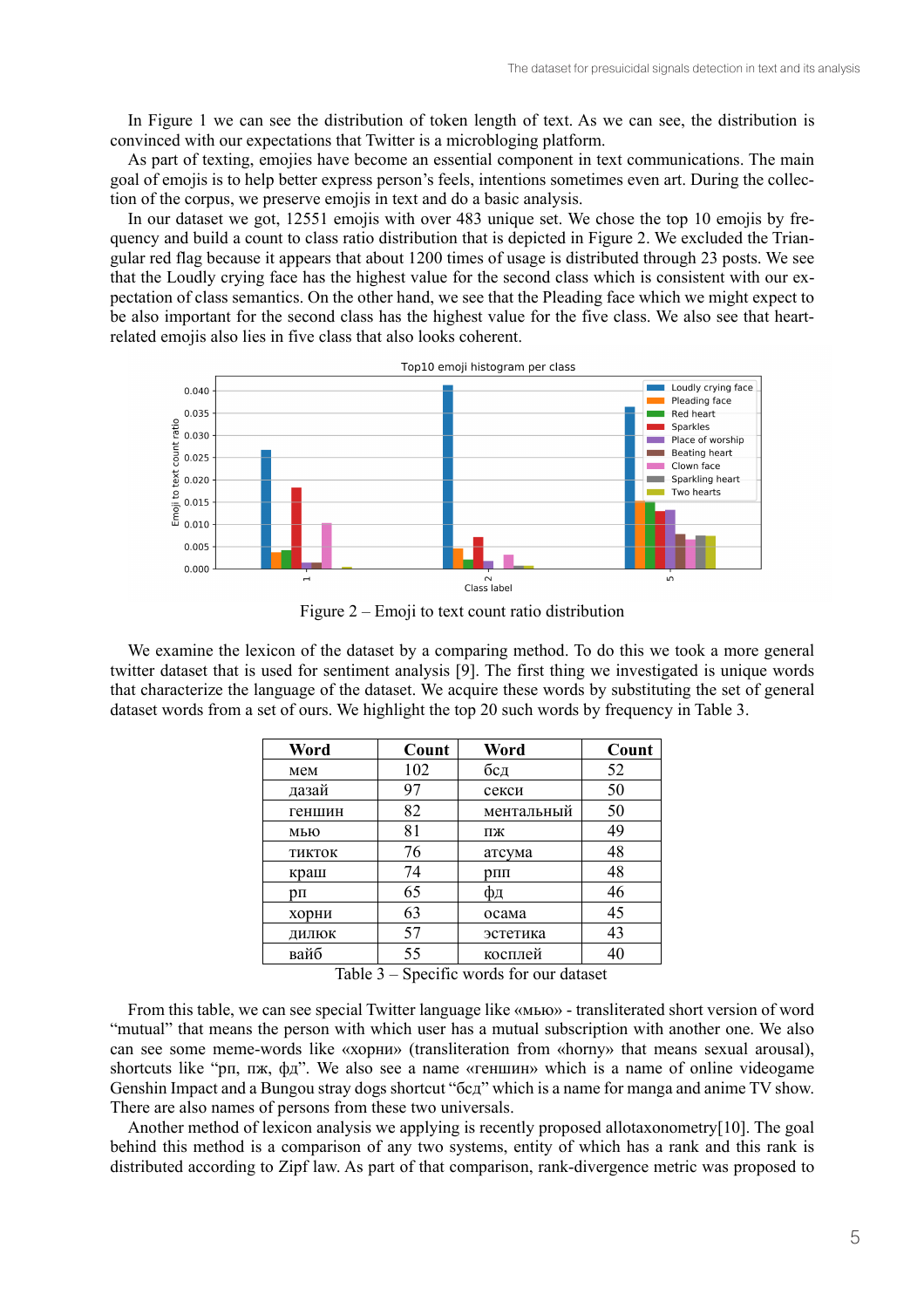In Figure 1 we can see the distribution of token length of text. As we can see, the distribution is convinced with our expectations that Twitter is a microbloging platform.

As part of texting, emojies have become an essential component in text communications. The main goal of emojis is to help better express person's feels, intentions sometimes even art. During the collection of the corpus, we preserve emojis in text and do a basic analysis.

In our dataset we got, 12551 emojis with over 483 unique set. We chose the top 10 emojis by frequency and build a count to class ratio distribution that is depicted in Figure 2. We excluded the Triangular red flag because it appears that about 1200 times of usage is distributed through 23 posts. We see that the Loudly crying face has the highest value for the second class which is consistent with our expectation of class semantics. On the other hand, we see that the Pleading face which we might expect to be also important for the second class has the highest value for the five class. We also see that heart-related emojis also lies in five class that also looks coherent.

Figure 2 – Emoji to text count ratio distribution

We examine the lexicon of the dataset by a comparing method. To do this we took a more general twitter dataset that is used for sentiment analysis [9]. The first thing we investigated is unique words that characterize the language of the dataset. We acquire these words by substituting the set of general dataset words from a set of ours. We highlight the top 20 such words by frequency in Table 3.

| Word | Count | Word | Count |
|---|---|---|---|
| мем | 102 | бсд | 52 |
| дазай | 97 | секси | 50 |
| геншин | 82 | ментальный | 50 |
| мью | 81 | пж | 49 |
| тикток | 76 | атсума | 48 |
| краш | 74 | рпп | 48 |
| рп | 65 | фд | 46 |
| хорни | 63 | осама | 45 |
| дилюк | 57 | эстетика | 43 |
| вайб | 55 | косплей | 40 |

Table 3 – Specific words for our dataset

From this table, we can see special Twitter language like «мью» - transliterated short version of word "mutual" that means the person with which user has a mutual subscription with another one. We also can see some meme-words like «хорни» (transliteration from «horny» that means sexual arousal), shortcuts like "рп, пж, фд". We also see a name «геншин» which is a name of online videogame Genshin Impact and a Bungou stray dogs shortcut "бсд" which is a name for manga and anime TV show. There are also names of persons from these two universals.

Another method of lexicon analysis we applying is recently proposed allotaxonometry[10]. The goal behind this method is a comparison of any two systems, entity of which has a rank and this rank is distributed according to Zipf law. As part of that comparison, rank-divergence metric was proposed to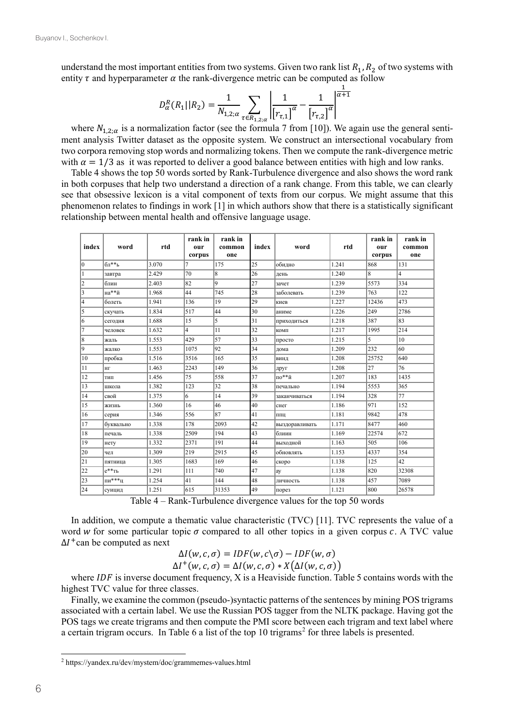understand the most important entities from two systems. Given two rank list $R_1, R_2$ of two systems with entity $\tau$ and hyperparameter $\alpha$ the rank-divergence metric can be computed as follow

$$D_\alpha^R(R_1||R_2) = \frac{1}{N_{1,2;\alpha}} \sum_{\tau \in R_{1,2;\alpha}} \left| \frac{1}{[r_{\tau,1}]^\alpha} - \frac{1}{[r_{\tau,2}]^\alpha} \right|^{\frac{1}{\alpha+1}}$$

where $N_{1,2;\alpha}$ is a normalization factor (see the formula 7 from [10]). We again use the general sentiment analysis Twitter dataset as the opposite system. We construct an intersectional vocabulary from two corpora removing stop words and normalizing tokens. Then we compute the rank-divergence metric with $\alpha = 1/3$ as it was reported to deliver a good balance between entities with high and low ranks.

Table 4 shows the top 50 words sorted by Rank-Turbulence divergence and also shows the word rank in both corpuses that help two understand a direction of a rank change. From this table, we can clearly see that obsessive lexicon is a vital component of texts from our corpus. We might assume that this phenomenon relates to findings in work [1] in which authors show that there is a statistically significant relationship between mental health and offensive language usage.

| index | word | rtd | rank in our corpus | rank in common one | index | word | rtd | rank in our corpus | rank in common one |
|---|---|---|---|---|---|---|---|---|---|
| 0 | бл**ь | 3.070 | 7 | 175 | 25 | обидно | 1.241 | 868 | 131 |
| 1 | завтра | 2.429 | 70 | 8 | 26 | день | 1.240 | 8 | 4 |
| 2 | блин | 2.403 | 82 | 9 | 27 | зачет | 1.239 | 5573 | 334 |
| 3 | на**й | 1.968 | 44 | 745 | 28 | заболевать | 1.239 | 763 | 122 |
| 4 | болеть | 1.941 | 136 | 19 | 29 | киев | 1.227 | 12436 | 473 |
| 5 | скучать | 1.834 | 517 | 44 | 30 | аниме | 1.226 | 249 | 2786 |
| 6 | сегодня | 1.688 | 15 | 5 | 31 | приходиться | 1.218 | 387 | 83 |
| 7 | человек | 1.632 | 4 | 11 | 32 | комп | 1.217 | 1995 | 214 |
| 8 | жаль | 1.553 | 429 | 57 | 33 | просто | 1.215 | 5 | 10 |
| 9 | жалко | 1.553 | 1075 | 92 | 34 | дома | 1.209 | 232 | 60 |
| 10 | пробка | 1.516 | 3516 | 165 | 35 | винд | 1.208 | 25752 | 640 |
| 11 | нг | 1.463 | 2243 | 149 | 36 | друг | 1.208 | 27 | 76 |
| 12 | тип | 1.456 | 75 | 558 | 37 | по**й | 1.207 | 183 | 1435 |
| 13 | школа | 1.382 | 123 | 32 | 38 | печально | 1.194 | 5553 | 365 |
| 14 | свой | 1.375 | 6 | 14 | 39 | заканчиваться | 1.194 | 328 | 77 |
| 15 | жизнь | 1.360 | 16 | 46 | 40 | снег | 1.186 | 971 | 152 |
| 16 | серия | 1.346 | 556 | 87 | 41 | ппц | 1.181 | 9842 | 478 |
| 17 | буквально | 1.338 | 178 | 2093 | 42 | выздоравливать | 1.171 | 8477 | 460 |
| 18 | печаль | 1.338 | 2509 | 194 | 43 | блиин | 1.169 | 22574 | 672 |
| 19 | нету | 1.332 | 2371 | 191 | 44 | выходной | 1.163 | 505 | 106 |
| 20 | чел | 1.309 | 219 | 2915 | 45 | обновлять | 1.153 | 4337 | 354 |
| 21 | пятница | 1.305 | 1683 | 169 | 46 | скоро | 1.138 | 125 | 42 |
| 22 | е**ть | 1.291 | 111 | 740 | 47 | ау | 1.138 | 820 | 32308 |
| 23 | пи***ц | 1.254 | 41 | 144 | 48 | личность | 1.138 | 457 | 7089 |
| 24 | суицид | 1.251 | 615 | 31353 | 49 | порез | 1.121 | 800 | 26578 |

Table 4 – Rank-Turbulence divergence values for the top 50 words

In addition, we compute a thematic value characteristic (TVC) [11]. TVC represents the value of a word $w$ for some particular topic $\sigma$ compared to all other topics in a given corpus $c$. A TVC value $\Delta I^+$ can be computed as next

$$\Delta I(w, c, \sigma) = IDF(w, c \backslash \sigma) - IDF(w, \sigma)$$
$$\Delta I^+(w, c, \sigma) = \Delta I(w, c, \sigma) * X(\Delta I(w, c, \sigma))$$

where $IDF$ is inverse document frequency, X is a Heaviside function. Table 5 contains words with the highest TVC value for three classes.

Finally, we examine the common (pseudo-)syntactic patterns of the sentences by mining POS trigrams associated with a certain label. We use the Russian POS tagger from the NLTK package. Having got the POS tags we create trigrams and then compute the PMI score between each trigram and text label where a certain trigram occurs. In Table 6 a list of the top 10 trigrams[2] for three labels is presented.

[2] https://yandex.ru/dev/mystem/doc/grammemes-values.html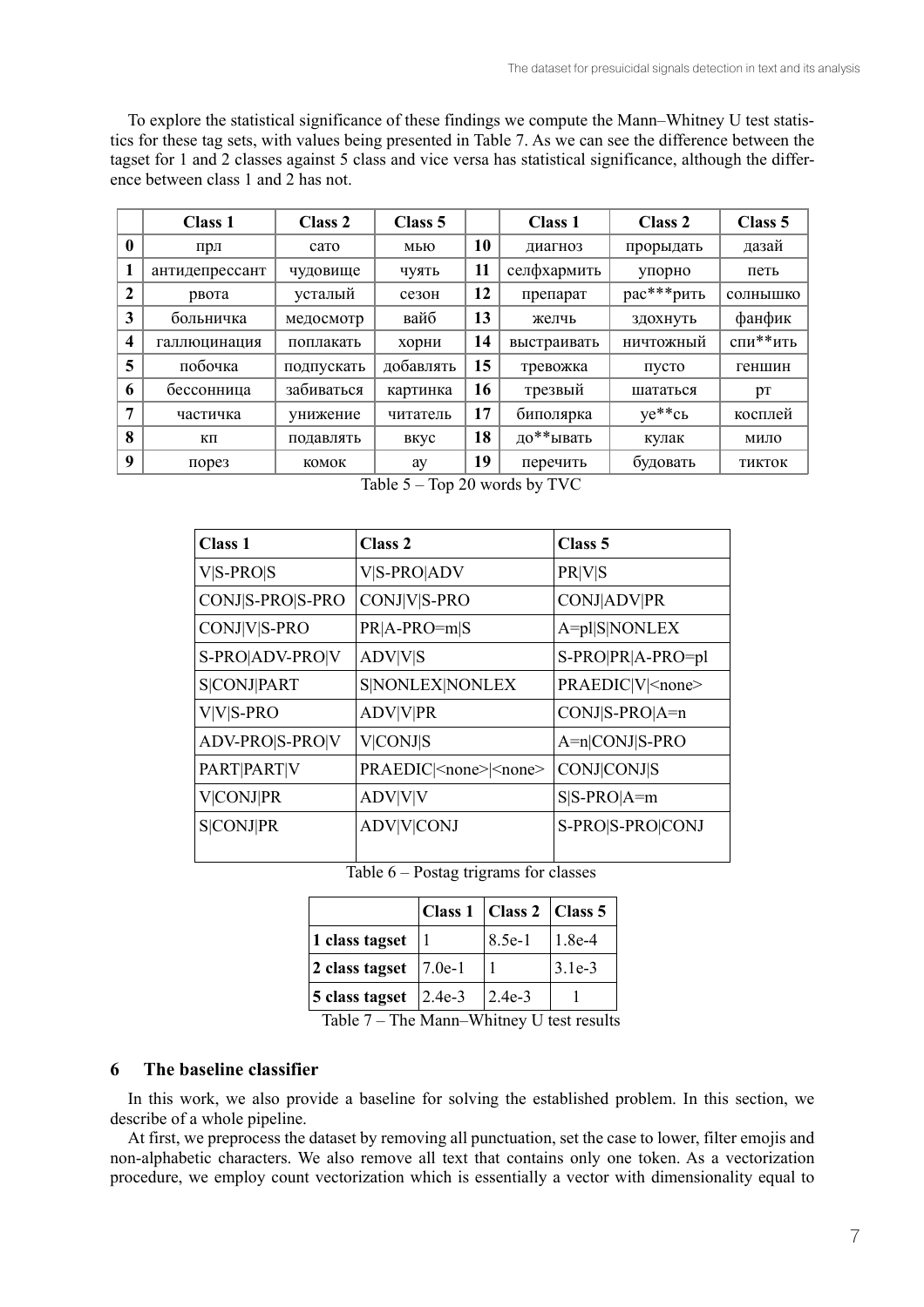To explore the statistical significance of these findings we compute the Mann–Whitney U test statistics for these tag sets, with values being presented in Table 7. As we can see the difference between the tagset for 1 and 2 classes against 5 class and vice versa has statistical significance, although the difference between class 1 and 2 has not.

| | Class 1 | Class 2 | Class 5 | | Class 1 | Class 2 | Class 5 |
|---|---|---|---|---|---|---|---|
| **0** | прл | сато | мью | **10** | диагноз | прорыдать | дазай |
| **1** | антидепрессант | чудовище | чуять | **11** | селфхармить | упорно | петь |
| **2** | рвота | усталый | сезон | **12** | препарат | рас***рить | солнышко |
| **3** | больничка | медосмотр | вайб | **13** | желчь | здохнуть | фанфик |
| **4** | галлюцинация | поплакать | хорни | **14** | выстраивать | ничтожный | спи**ить |
| **5** | побочка | подпускать | добавлять | **15** | тревожка | пусто | геншин |
| **6** | бессонница | забиваться | картинка | **16** | трезвый | шататься | рт |
| **7** | частичка | унижение | читатель | **17** | биполярка | уе**сь | косплей |
| **8** | кп | подавлять | вкус | **18** | до**ывать | кулак | мило |
| **9** | порез | комок | ау | **19** | перечить | будовать | тикток |

Table 5 – Top 20 words by TVC

| Class 1 | Class 2 | Class 5 |
|---|---|---|
| V\|S-PRO\|S | V\|S-PRO\|ADV | PR\|V\|S |
| CONJ\|S-PRO\|S-PRO | CONJ\|V\|S-PRO | CONJ\|ADV\|PR |
| CONJ\|V\|S-PRO | PR\|A-PRO=m\|S | A=pl\|S\|NONLEX |
| S-PRO\|ADV-PRO\|V | ADV\|V\|S | S-PRO\|PR\|A-PRO=pl |
| S\|CONJ\|PART | S\|NONLEX\|NONLEX | PRAEDIC\|V\|<none> |
| V\|V\|S-PRO | ADV\|V\|PR | CONJ\|S-PRO\|A=n |
| ADV-PRO\|S-PRO\|V | V\|CONJ\|S | A=n\|CONJ\|S-PRO |
| PART\|PART\|V | PRAEDIC\|<none>\|<none> | CONJ\|CONJ\|S |
| V\|CONJ\|PR | ADV\|V\|V | S\|S-PRO\|A=m |
| S\|CONJ\|PR | ADV\|V\|CONJ | S-PRO\|S-PRO\|CONJ |

Table 6 – Postag trigrams for classes

| | Class 1 | Class 2 | Class 5 |
|---|---|---|---|
| **1 class tagset** | 1 | 8.5e-1 | 1.8e-4 |
| **2 class tagset** | 7.0e-1 | 1 | 3.1e-3 |
| **5 class tagset** | 2.4e-3 | 2.4e-3 | 1 |

Table 7 – The Mann–Whitney U test results

## 6 The baseline classifier

In this work, we also provide a baseline for solving the established problem. In this section, we describe of a whole pipeline.

At first, we preprocess the dataset by removing all punctuation, set the case to lower, filter emojis and non-alphabetic characters. We also remove all text that contains only one token. As a vectorization procedure, we employ count vectorization which is essentially a vector with dimensionality equal to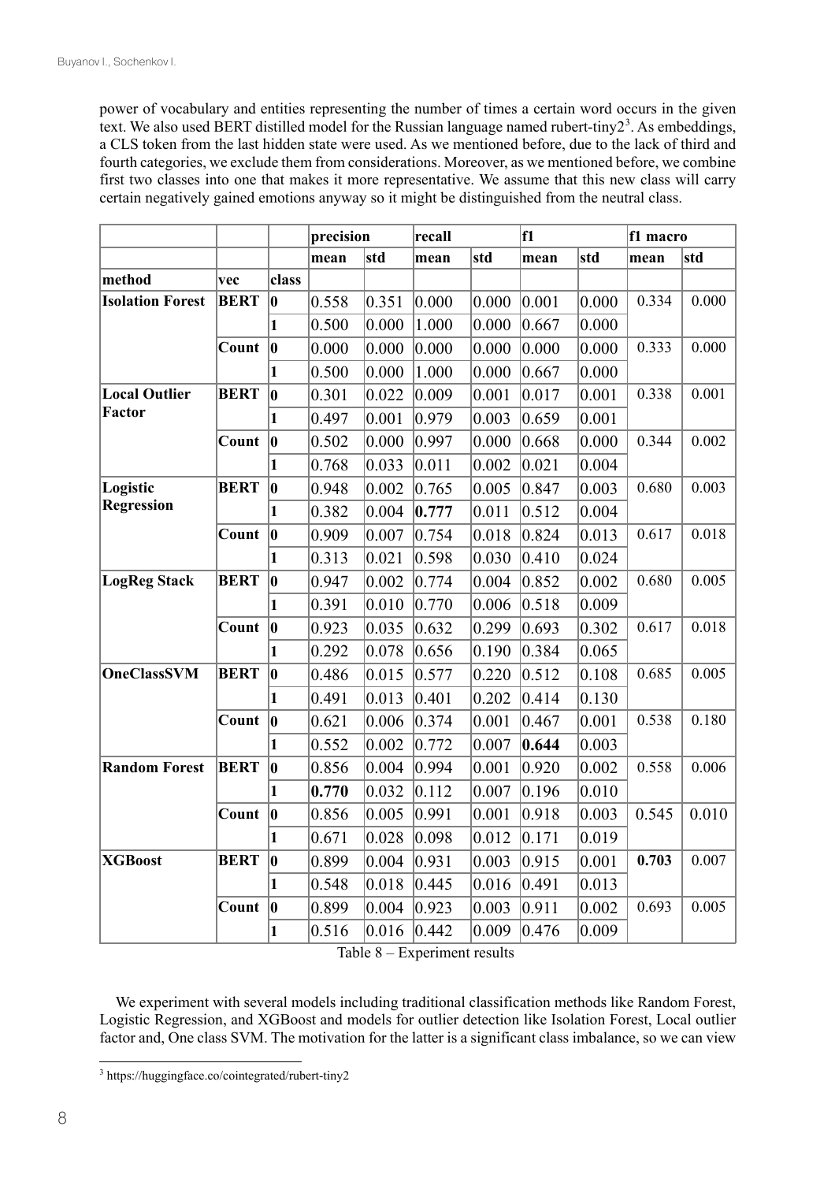power of vocabulary and entities representing the number of times a certain word occurs in the given text. We also used BERT distilled model for the Russian language named rubert-tiny2[3]. As embeddings, a CLS token from the last hidden state were used. As we mentioned before, due to the lack of third and fourth categories, we exclude them from considerations. Moreover, as we mentioned before, we combine first two classes into one that makes it more representative. We assume that this new class will carry certain negatively gained emotions anyway so it might be distinguished from the neutral class.

| | | | precision | | recall | | f1 | | f1 macro | |
|---|---|---|---|---|---|---|---|---|---|---|
| | | | mean | std | mean | std | mean | std | mean | std |
| **method** | **vec** | **class** | | | | | | | | |
| **Isolation Forest** | **BERT** | **0** | 0.558 | 0.351 | 0.000 | 0.000 | 0.001 | 0.000 | 0.334 | 0.000 |
| | | **1** | 0.500 | 0.000 | 1.000 | 0.000 | 0.667 | 0.000 | | |
| | **Count** | **0** | 0.000 | 0.000 | 0.000 | 0.000 | 0.000 | 0.000 | 0.333 | 0.000 |
| | | **1** | 0.500 | 0.000 | 1.000 | 0.000 | 0.667 | 0.000 | | |
| **Local Outlier Factor** | **BERT** | **0** | 0.301 | 0.022 | 0.009 | 0.001 | 0.017 | 0.001 | 0.338 | 0.001 |
| | | **1** | 0.497 | 0.001 | 0.979 | 0.003 | 0.659 | 0.001 | | |
| | **Count** | **0** | 0.502 | 0.000 | 0.997 | 0.000 | 0.668 | 0.000 | 0.344 | 0.002 |
| | | **1** | 0.768 | 0.033 | 0.011 | 0.002 | 0.021 | 0.004 | | |
| **Logistic Regression** | **BERT** | **0** | 0.948 | 0.002 | 0.765 | 0.005 | 0.847 | 0.003 | 0.680 | 0.003 |
| | | **1** | 0.382 | 0.004 | **0.777** | 0.011 | 0.512 | 0.004 | | |
| | **Count** | **0** | 0.909 | 0.007 | 0.754 | 0.018 | 0.824 | 0.013 | 0.617 | 0.018 |
| | | **1** | 0.313 | 0.021 | 0.598 | 0.030 | 0.410 | 0.024 | | |
| **LogReg Stack** | **BERT** | **0** | 0.947 | 0.002 | 0.774 | 0.004 | 0.852 | 0.002 | 0.680 | 0.005 |
| | | **1** | 0.391 | 0.010 | 0.770 | 0.006 | 0.518 | 0.009 | | |
| | **Count** | **0** | 0.923 | 0.035 | 0.632 | 0.299 | 0.693 | 0.302 | 0.617 | 0.018 |
| | | **1** | 0.292 | 0.078 | 0.656 | 0.190 | 0.384 | 0.065 | | |
| **OneClassSVM** | **BERT** | **0** | 0.486 | 0.015 | 0.577 | 0.220 | 0.512 | 0.108 | 0.685 | 0.005 |
| | | **1** | 0.491 | 0.013 | 0.401 | 0.202 | 0.414 | 0.130 | | |
| | **Count** | **0** | 0.621 | 0.006 | 0.374 | 0.001 | 0.467 | 0.001 | 0.538 | 0.180 |
| | | **1** | 0.552 | 0.002 | 0.772 | 0.007 | **0.644** | 0.003 | | |
| **Random Forest** | **BERT** | **0** | 0.856 | 0.004 | 0.994 | 0.001 | 0.920 | 0.002 | 0.558 | 0.006 |
| | | **1** | **0.770** | 0.032 | 0.112 | 0.007 | 0.196 | 0.010 | | |
| | **Count** | **0** | 0.856 | 0.005 | 0.991 | 0.001 | 0.918 | 0.003 | 0.545 | 0.010 |
| | | **1** | 0.671 | 0.028 | 0.098 | 0.012 | 0.171 | 0.019 | | |
| **XGBoost** | **BERT** | **0** | 0.899 | 0.004 | 0.931 | 0.003 | 0.915 | 0.001 | **0.703** | 0.007 |
| | | **1** | 0.548 | 0.018 | 0.445 | 0.016 | 0.491 | 0.013 | | |
| | **Count** | **0** | 0.899 | 0.004 | 0.923 | 0.003 | 0.911 | 0.002 | 0.693 | 0.005 |
| | | **1** | 0.516 | 0.016 | 0.442 | 0.009 | 0.476 | 0.009 | | |

Table 8 – Experiment results

We experiment with several models including traditional classification methods like Random Forest, Logistic Regression, and XGBoost and models for outlier detection like Isolation Forest, Local outlier factor and, One class SVM. The motivation for the latter is a significant class imbalance, so we can view

[3] https://huggingface.co/cointegrated/rubert-tiny2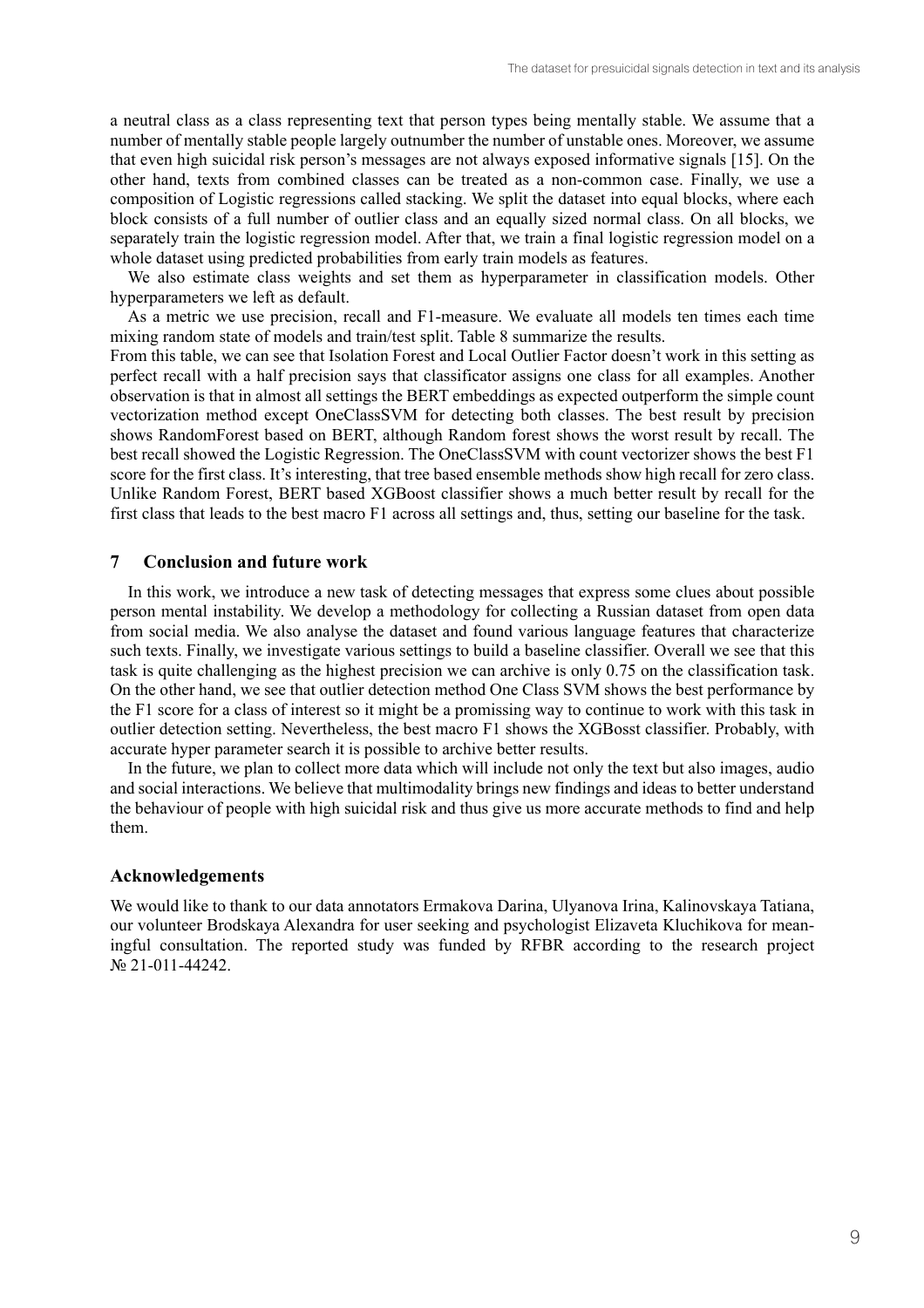a neutral class as a class representing text that person types being mentally stable. We assume that a number of mentally stable people largely outnumber the number of unstable ones. Moreover, we assume that even high suicidal risk person's messages are not always exposed informative signals [15]. On the other hand, texts from combined classes can be treated as a non-common case. Finally, we use a composition of Logistic regressions called stacking. We split the dataset into equal blocks, where each block consists of a full number of outlier class and an equally sized normal class. On all blocks, we separately train the logistic regression model. After that, we train a final logistic regression model on a whole dataset using predicted probabilities from early train models as features.

We also estimate class weights and set them as hyperparameter in classification models. Other hyperparameters we left as default.

As a metric we use precision, recall and F1-measure. We evaluate all models ten times each time mixing random state of models and train/test split. Table 8 summarize the results.

From this table, we can see that Isolation Forest and Local Outlier Factor doesn't work in this setting as perfect recall with a half precision says that classificator assigns one class for all examples. Another observation is that in almost all settings the BERT embeddings as expected outperform the simple count vectorization method except OneClassSVM for detecting both classes. The best result by precision shows RandomForest based on BERT, although Random forest shows the worst result by recall. The best recall showed the Logistic Regression. The OneClassSVM with count vectorizer shows the best F1 score for the first class. It's interesting, that tree based ensemble methods show high recall for zero class. Unlike Random Forest, BERT based XGBoost classifier shows a much better result by recall for the first class that leads to the best macro F1 across all settings and, thus, setting our baseline for the task.

## 7 Conclusion and future work

In this work, we introduce a new task of detecting messages that express some clues about possible person mental instability. We develop a methodology for collecting a Russian dataset from open data from social media. We also analyse the dataset and found various language features that characterize such texts. Finally, we investigate various settings to build a baseline classifier. Overall we see that this task is quite challenging as the highest precision we can archive is only 0.75 on the classification task. On the other hand, we see that outlier detection method One Class SVM shows the best performance by the F1 score for a class of interest so it might be a promising way to continue to work with this task in outlier detection setting. Nevertheless, the best macro F1 shows the XGBosst classifier. Probably, with accurate hyper parameter search it is possible to archive better results.

In the future, we plan to collect more data which will include not only the text but also images, audio and social interactions. We believe that multimodality brings new findings and ideas to better understand the behaviour of people with high suicidal risk and thus give us more accurate methods to find and help them.

## Acknowledgements

We would like to thank to our data annotators Ermakova Darina, Ulyanova Irina, Kalinovskaya Tatiana, our volunteer Brodskaya Alexandra for user seeking and psychologist Elizaveta Kluchikova for meaningful consultation. The reported study was funded by RFBR according to the research project № 21-011-44242.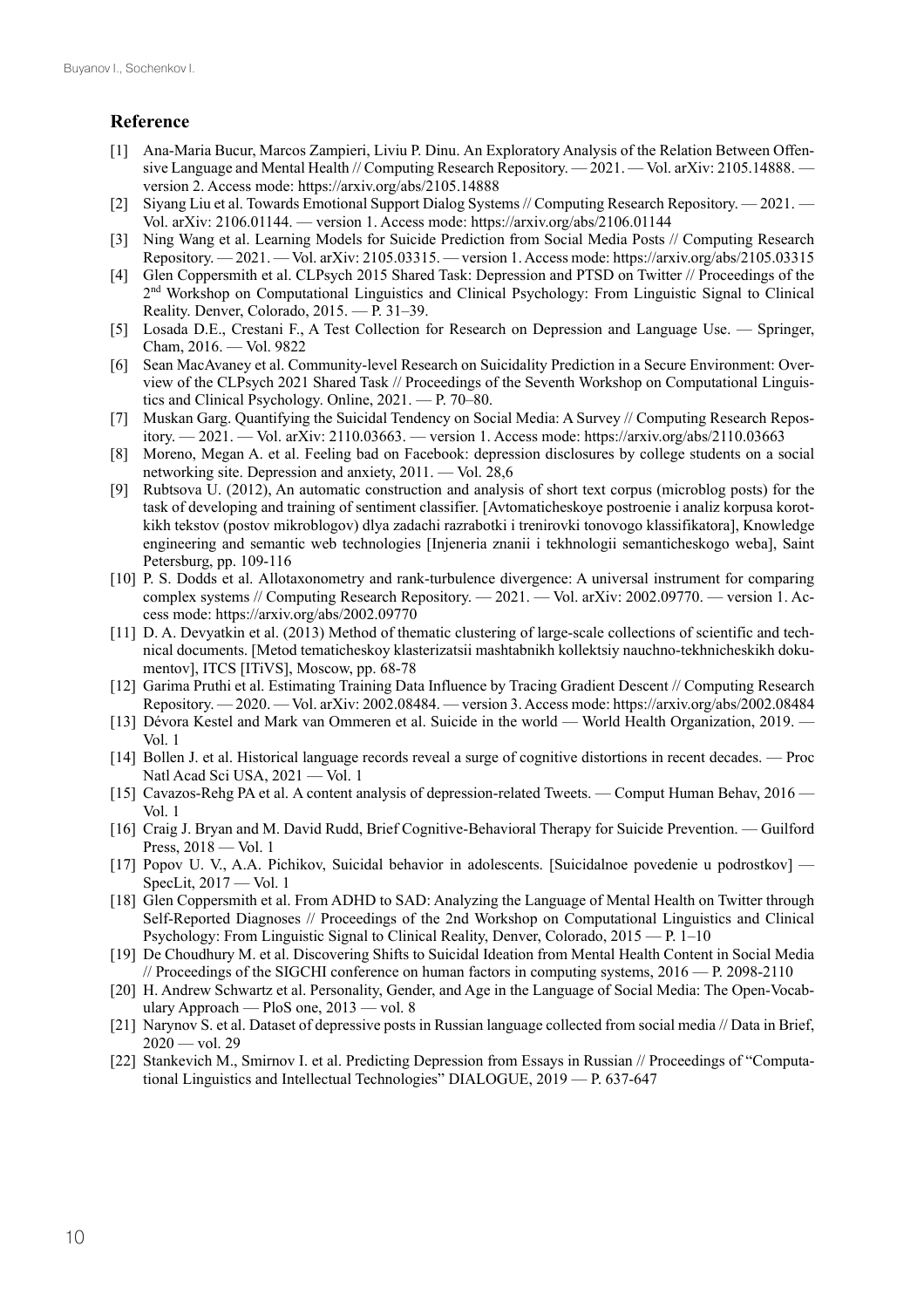## Reference

[1] Ana-Maria Bucur, Marcos Zampieri, Liviu P. Dinu. An Exploratory Analysis of the Relation Between Offensive Language and Mental Health // Computing Research Repository. — 2021. — Vol. arXiv: 2105.14888. — version 2. Access mode: https://arxiv.org/abs/2105.14888

[2] Siyang Liu et al. Towards Emotional Support Dialog Systems // Computing Research Repository. — 2021. — Vol. arXiv: 2106.01144. — version 1. Access mode: https://arxiv.org/abs/2106.01144

[3] Ning Wang et al. Learning Models for Suicide Prediction from Social Media Posts // Computing Research Repository. — 2021. — Vol. arXiv: 2105.03315. — version 1. Access mode: https://arxiv.org/abs/2105.03315

[4] Glen Coppersmith et al. CLPsych 2015 Shared Task: Depression and PTSD on Twitter // Proceedings of the 2nd Workshop on Computational Linguistics and Clinical Psychology: From Linguistic Signal to Clinical Reality. Denver, Colorado, 2015. — P. 31–39.

[5] Losada D.E., Crestani F., A Test Collection for Research on Depression and Language Use. — Springer, Cham, 2016. — Vol. 9822

[6] Sean MacAvaney et al. Community-level Research on Suicidality Prediction in a Secure Environment: Overview of the CLPsych 2021 Shared Task // Proceedings of the Seventh Workshop on Computational Linguistics and Clinical Psychology. Online, 2021. — P. 70–80.

[7] Muskan Garg. Quantifying the Suicidal Tendency on Social Media: A Survey // Computing Research Repository. — 2021. — Vol. arXiv: 2110.03663. — version 1. Access mode: https://arxiv.org/abs/2110.03663

[8] Moreno, Megan A. et al. Feeling bad on Facebook: depression disclosures by college students on a social networking site. Depression and anxiety, 2011. — Vol. 28,6

[9] Rubtsova U. (2012), An automatic construction and analysis of short text corpus (microblog posts) for the task of developing and training of sentiment classifier. [Avtomaticheskoye postroenie i analiz korpusa korotkikh tekstov (postov mikroblogov) dlya zadachi razrabotki i trenirovki tonovogo klassifikatora], Knowledge engineering and semantic web technologies [Injeneria znanii i tekhnologii semanticheskogo weba], Saint Petersburg, pp. 109-116

[10] P. S. Dodds et al. Allotaxonometry and rank-turbulence divergence: A universal instrument for comparing complex systems // Computing Research Repository. — 2021. — Vol. arXiv: 2002.09770. — version 1. Access mode: https://arxiv.org/abs/2002.09770

[11] D. A. Devyatkin et al. (2013) Method of thematic clustering of large-scale collections of scientific and technical documents. [Metod tematicheskoy klasterizatsii mashtabnikh kollektsiy nauchno-tekhnicheskikh dokumentov], ITCS [ITiVS], Moscow, pp. 68-78

[12] Garima Pruthi et al. Estimating Training Data Influence by Tracing Gradient Descent // Computing Research Repository. — 2020. — Vol. arXiv: 2002.08484. — version 3. Access mode: https://arxiv.org/abs/2002.08484

[13] Dévora Kestel and Mark van Ommeren et al. Suicide in the world — World Health Organization, 2019. — Vol. 1

[14] Bollen J. et al. Historical language records reveal a surge of cognitive distortions in recent decades. — Proc Natl Acad Sci USA, 2021 — Vol. 1

[15] Cavazos-Rehg PA et al. A content analysis of depression-related Tweets. — Comput Human Behav, 2016 — Vol. 1

[16] Craig J. Bryan and M. David Rudd, Brief Cognitive-Behavioral Therapy for Suicide Prevention. — Guilford Press, 2018 — Vol. 1

[17] Popov U. V., A.A. Pichikov, Suicidal behavior in adolescents. [Suicidalnoe povedenie u podrostkov] — SpecLit, 2017 — Vol. 1

[18] Glen Coppersmith et al. From ADHD to SAD: Analyzing the Language of Mental Health on Twitter through Self-Reported Diagnoses // Proceedings of the 2nd Workshop on Computational Linguistics and Clinical Psychology: From Linguistic Signal to Clinical Reality, Denver, Colorado, 2015 — P. 1–10

[19] De Choudhury M. et al. Discovering Shifts to Suicidal Ideation from Mental Health Content in Social Media // Proceedings of the SIGCHI conference on human factors in computing systems, 2016 — P. 2098-2110

[20] H. Andrew Schwartz et al. Personality, Gender, and Age in the Language of Social Media: The Open-Vocabulary Approach — PloS one, 2013 — vol. 8

[21] Narynov S. et al. Dataset of depressive posts in Russian language collected from social media // Data in Brief, 2020 — vol. 29

[22] Stankevich M., Smirnov I. et al. Predicting Depression from Essays in Russian // Proceedings of "Computational Linguistics and Intellectual Technologies" DIALOGUE, 2019 — P. 637-647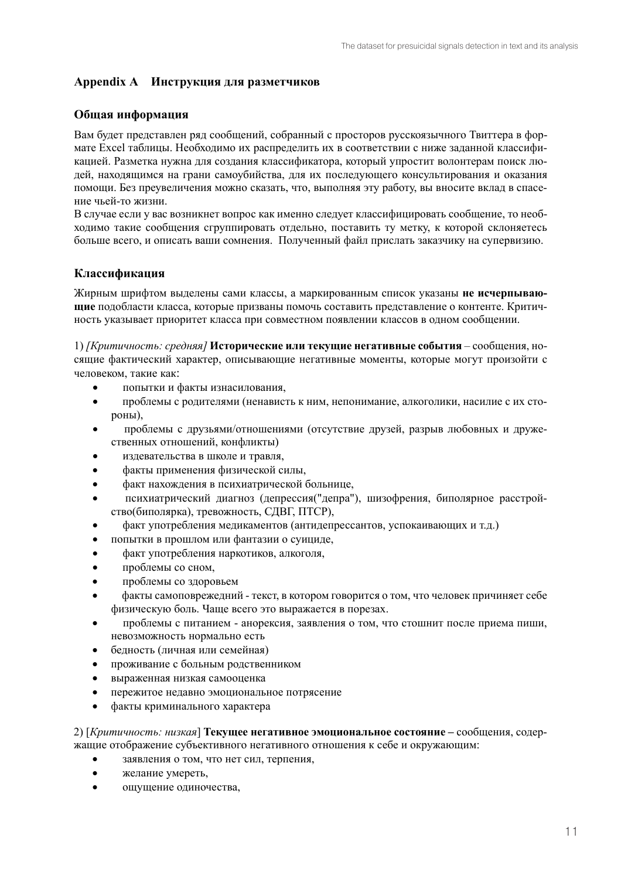## Appendix A Инструкция для разметчиков

### Общая информация

Вам будет представлен ряд сообщений, собранный с просторов русскоязычного Твиттера в формате Excel таблицы. Необходимо их распределить их в соответствии с ниже заданной классификацией. Разметка нужна для создания классификатора, который упростит волонтерам поиск людей, находящимся на грани самоубийства, для их последующего консультирования и оказания помощи. Без преувеличения можно сказать, что, выполняя эту работу, вы вносите вклад в спасение чьей-то жизни.

В случае если у вас возникнет вопрос как именно следует классифицировать сообщение, то необходимо такие сообщения сгруппировать отдельно, поставить ту метку, к которой склоняетесь больше всего, и описать ваши сомнения. Полученный файл прислать заказчику на супервизию.

### Классификация

Жирным шрифтом выделены сами классы, а маркированным список указаны **не исчерпывающие** подобласти класса, которые призваны помочь составить представление о контенте. Критичность указывает приоритет класса при совместном появлении классов в одном сообщении.

1) *[Критичность: средняя]* **Исторические или текущие негативные события** – сообщения, носящие фактический характер, описывающие негативные моменты, которые могут произойти с человеком, такие как:

- попытки и факты изнасилования,
- проблемы с родителями (ненависть к ним, непонимание, алкоголики, насилие с их стороны),
- проблемы с друзьями/отношениями (отсутствие друзей, разрыв любовных и дружественных отношений, конфликты)
- издевательства в школе и травля,
- факты применения физической силы,
- факт нахождения в психиатрической больнице,
- психиатрический диагноз (депрессия("депра"), шизофрения, биполярное расстройство(биполярка), тревожность, СДВГ, ПТСР),
- факт употребления медикаментов (антидепрессантов, успокаивающих и т.д.)
- попытки в прошлом или фантазии о суициде,
- факт употребления наркотиков, алкоголя,
- проблемы со сном,
- проблемы со здоровьем
- факты самоповреждений - текст, в котором говорится о том, что человек причиняет себе физическую боль. Чаще всего это выражается в порезах.
- проблемы с питанием - анорексия, заявления о том, что стошнит после приема пищи, невозможность нормально есть
- бедность (личная или семейная)
- проживание с больным родственником
- выраженная низкая самооценка
- пережитое недавно эмоциональное потрясение
- факты криминального характера

2) [*Критичность: низкая*] **Текущее негативное эмоциональное состояние –** сообщения, содержащие отображение субъективного негативного отношения к себе и окружающим:

- заявления о том, что нет сил, терпения,
- желание умереть,
- ощущение одиночества,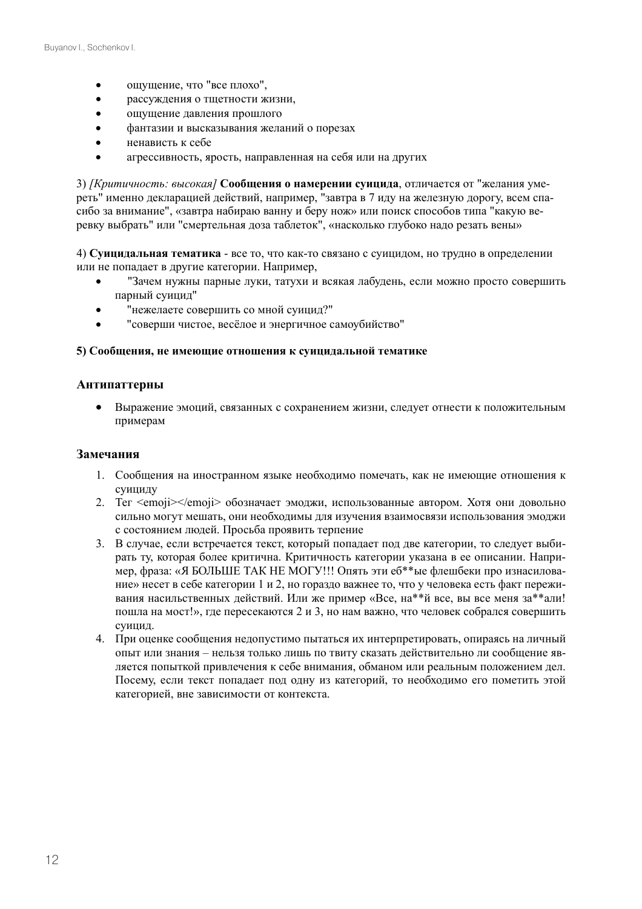- ощущение, что "все плохо",
- рассуждения о тщетности жизни,
- ощущение давления прошлого
- фантазии и высказывания желаний о порезах
- ненависть к себе
- агрессивность, ярость, направленная на себя или на других

3) *[Критичность: высокая]* **Сообщения о намерении суицида**, отличается от "желания умереть" именно декларацией действий, например, "завтра в 7 иду на железную дорогу, всем спасибо за внимание", «завтра набираю ванну и беру нож» или поиск способов типа "какую веревку выбрать" или "смертельная доза таблеток", «насколько глубоко надо резать вены»

4) **Суицидальная тематика** - все то, что как-то связано с суицидом, но трудно в определении или не попадает в другие категории. Например,

- "Зачем нужны парные луки, татухи и всякая лабудень, если можно просто совершить парный суицид"
- "нежелаете совершить со мной суицид?"
- "соверши чистое, весёлое и энергичное самоубийство"

**5) Сообщения, не имеющие отношения к суицидальной тематике**

### Антипаттерны

- Выражение эмоций, связанных с сохранением жизни, следует отнести к положительным примерам

### Замечания

1. Сообщения на иностранном языке необходимо помечать, как не имеющие отношения к суициду
2. Тег <emoji></emoji> обозначает эмоджи, использованные автором. Хотя они довольно сильно могут мешать, они необходимы для изучения взаимосвязи использования эмоджи с состоянием людей. Просьба проявить терпение
3. В случае, если встречается текст, который попадает под две категории, то следует выбирать ту, которая более критична. Критичность категории указана в ее описании. Например, фраза: «Я БОЛЬШЕ ТАК НЕ МОГУ!!! Опять эти еб**ые флешбеки про изнасилование» несет в себе категории 1 и 2, но гораздо важнее то, что у человека есть факт переживания насильственных действий. Или же пример «Все, на**й все, вы все меня за**али! пошла на мост!», где пересекаются 2 и 3, но нам важно, что человек собрался совершить суицид.
4. При оценке сообщения недопустимо пытаться их интерпретировать, опираясь на личный опыт или знания – нельзя только лишь по твиту сказать действительно ли сообщение является попыткой привлечения к себе внимания, обманом или реальным положением дел. Посему, если текст попадает под одну из категорий, то необходимо его пометить этой категорией, вне зависимости от контекста.